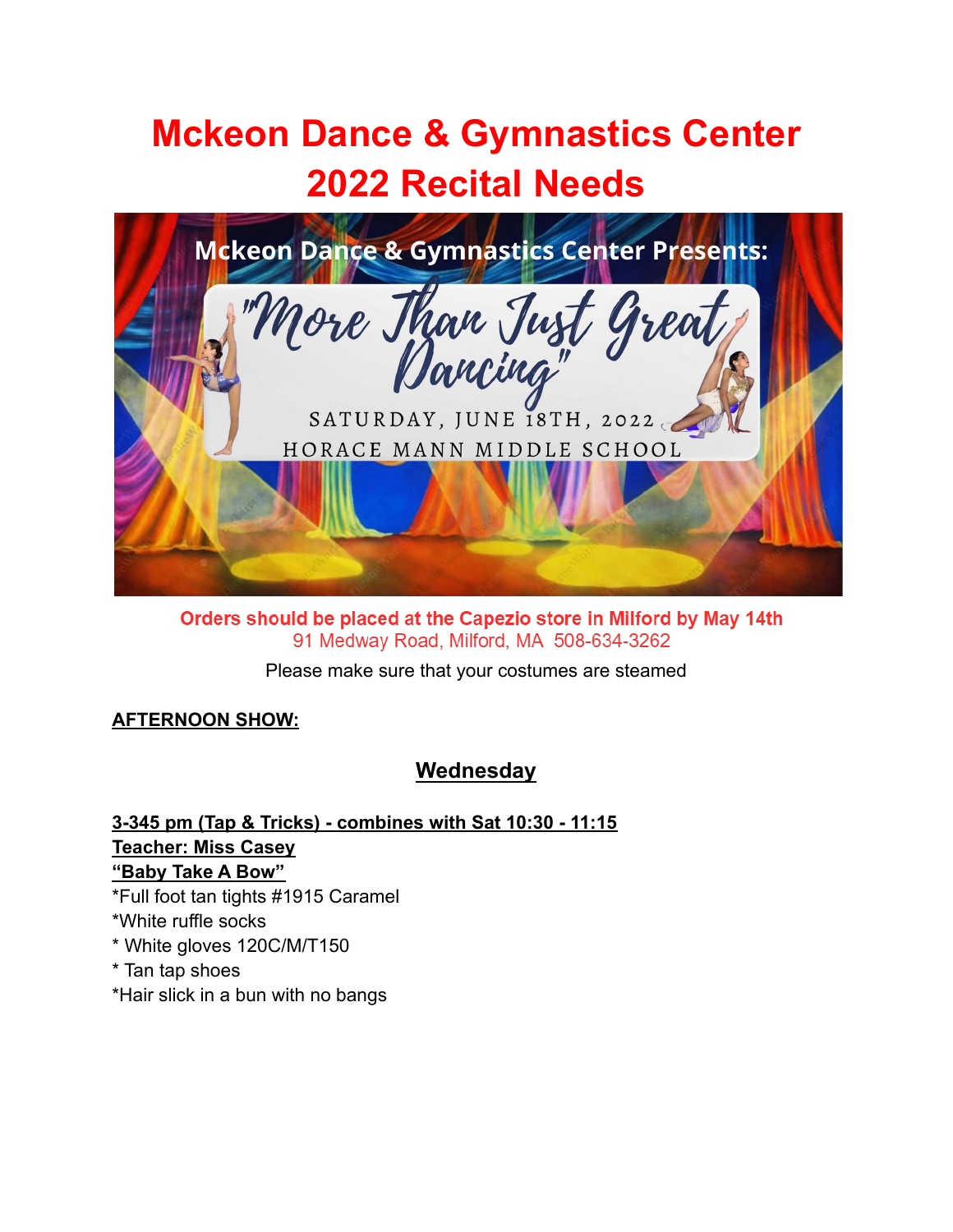# Mckeon Dance & Gymnastics Center
# 2022 Recital Needs

Mckeon Dance & Gymnastics Center Presents:

"More Than Just Great Dancing"

SATURDAY, JUNE 18TH, 2022

HORACE MANN MIDDLE SCHOOL

**Orders should be placed at the Capezio store in Milford by May 14th**
91 Medway Road, Milford, MA 508-634-3262

Please make sure that your costumes are steamed

**AFTERNOON SHOW:**

## Wednesday

**3-345 pm (Tap & Tricks) - combines with Sat 10:30 - 11:15**
**Teacher: Miss Casey**
**"Baby Take A Bow"**
*Full foot tan tights #1915 Caramel
*White ruffle socks
* White gloves 120C/M/T150
* Tan tap shoes
*Hair slick in a bun with no bangs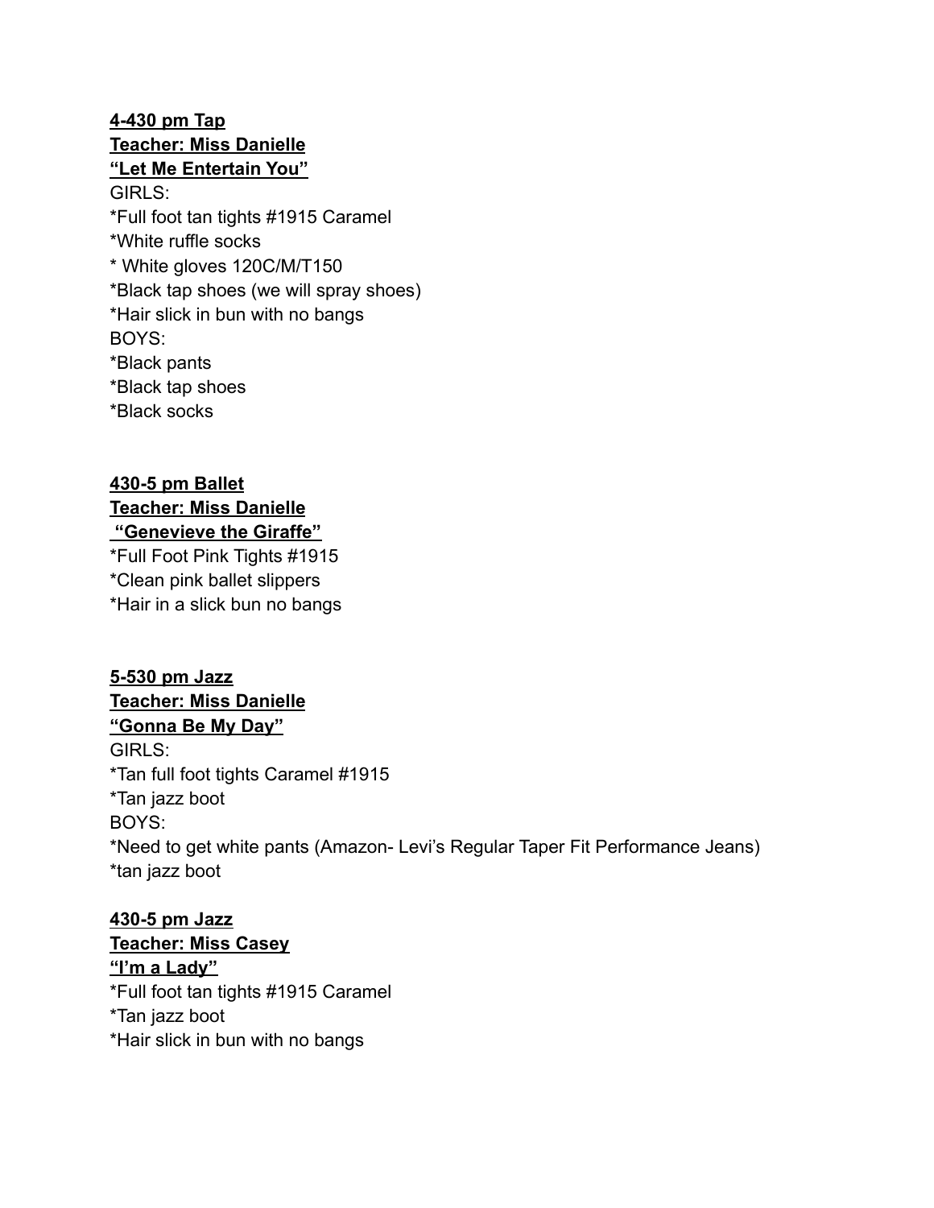**4-430 pm Tap**
**Teacher: Miss Danielle**
**"Let Me Entertain You"**

GIRLS:
*Full foot tan tights #1915 Caramel
*White ruffle socks
* White gloves 120C/M/T150
*Black tap shoes (we will spray shoes)
*Hair slick in bun with no bangs
BOYS:
*Black pants
*Black tap shoes
*Black socks

**430-5 pm Ballet**
**Teacher: Miss Danielle**
**"Genevieve the Giraffe"**

*Full Foot Pink Tights #1915
*Clean pink ballet slippers
*Hair in a slick bun no bangs

**5-530 pm Jazz**
**Teacher: Miss Danielle**
**"Gonna Be My Day"**

GIRLS:
*Tan full foot tights Caramel #1915
*Tan jazz boot
BOYS:
*Need to get white pants (Amazon- Levi's Regular Taper Fit Performance Jeans)
*tan jazz boot

**430-5 pm Jazz**
**Teacher: Miss Casey**
**"I'm a Lady"**

*Full foot tan tights #1915 Caramel
*Tan jazz boot
*Hair slick in bun with no bangs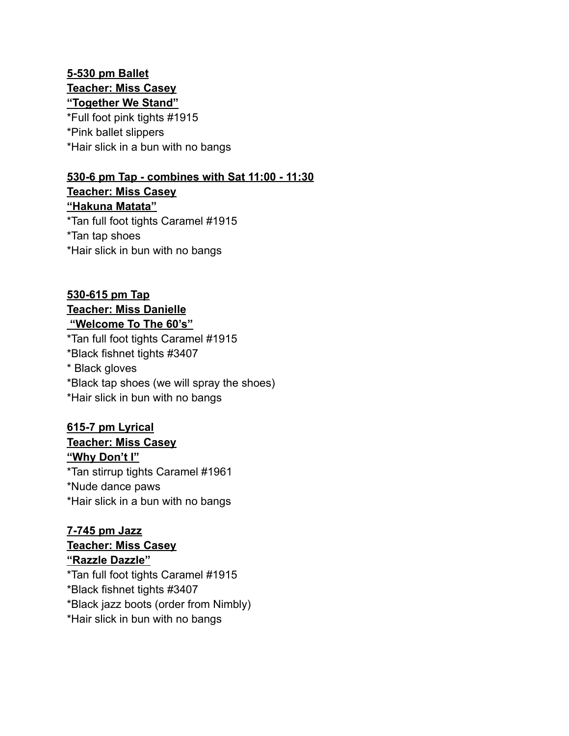**<u>5-530 pm Ballet</u>**
**<u>Teacher: Miss Casey</u>**
**<u>"Together We Stand"</u>**
*Full foot pink tights #1915
*Pink ballet slippers
*Hair slick in a bun with no bangs

**<u>530-6 pm Tap - combines with Sat 11:00 - 11:30</u>**
**<u>Teacher: Miss Casey</u>**
**<u>"Hakuna Matata"</u>**
*Tan full foot tights Caramel #1915
*Tan tap shoes
*Hair slick in bun with no bangs

**<u>530-615 pm Tap</u>**
**<u>Teacher: Miss Danielle</u>**
**<u>"Welcome To The 60's"</u>**
*Tan full foot tights Caramel #1915
*Black fishnet tights #3407
* Black gloves
*Black tap shoes (we will spray the shoes)
*Hair slick in bun with no bangs

**<u>615-7 pm Lyrical</u>**
**<u>Teacher: Miss Casey</u>**
**<u>"Why Don't I"</u>**
*Tan stirrup tights Caramel #1961
*Nude dance paws
*Hair slick in a bun with no bangs

**<u>7-745 pm Jazz</u>**
**<u>Teacher: Miss Casey</u>**
**<u>"Razzle Dazzle"</u>**
*Tan full foot tights Caramel #1915
*Black fishnet tights #3407
*Black jazz boots (order from Nimbly)
*Hair slick in bun with no bangs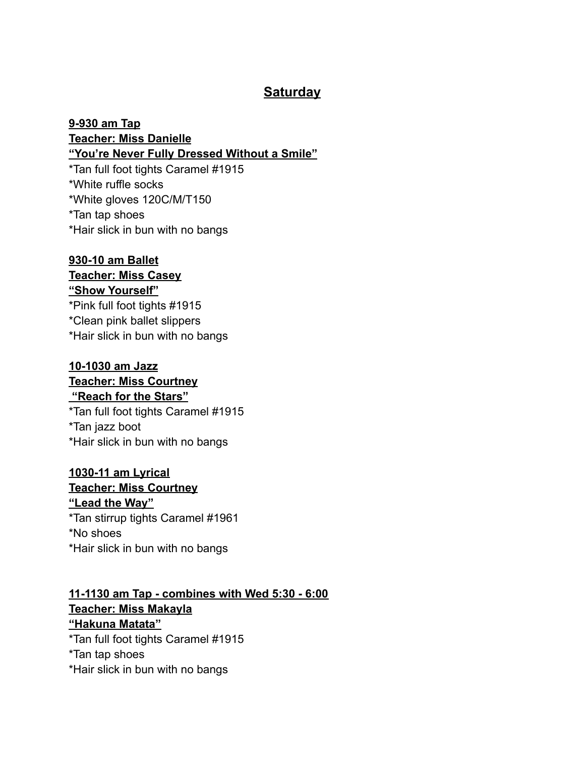## Saturday

**9-930 am Tap**
**Teacher: Miss Danielle**
**“You’re Never Fully Dressed Without a Smile”**
*Tan full foot tights Caramel #1915
*White ruffle socks
*White gloves 120C/M/T150
*Tan tap shoes
*Hair slick in bun with no bangs

**930-10 am Ballet**
**Teacher: Miss Casey**
**“Show Yourself”**
*Pink full foot tights #1915
*Clean pink ballet slippers
*Hair slick in bun with no bangs

**10-1030 am Jazz**
**Teacher: Miss Courtney**
**“Reach for the Stars”**
*Tan full foot tights Caramel #1915
*Tan jazz boot
*Hair slick in bun with no bangs

**1030-11 am Lyrical**
**Teacher: Miss Courtney**
**“Lead the Way”**
*Tan stirrup tights Caramel #1961
*No shoes
*Hair slick in bun with no bangs

**11-1130 am Tap - combines with Wed 5:30 - 6:00**
**Teacher: Miss Makayla**
**“Hakuna Matata”**
*Tan full foot tights Caramel #1915
*Tan tap shoes
*Hair slick in bun with no bangs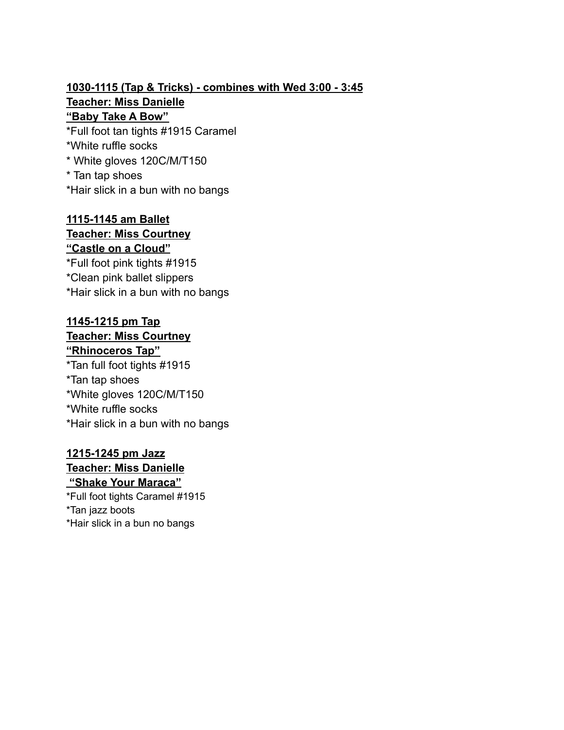**1030-1115 (Tap & Tricks) - combines with Wed 3:00 - 3:45**
**Teacher: Miss Danielle**
**"Baby Take A Bow"**

*Full foot tan tights #1915 Caramel
*White ruffle socks
* White gloves 120C/M/T150
* Tan tap shoes
*Hair slick in a bun with no bangs

**1115-1145 am Ballet**
**Teacher: Miss Courtney**
**"Castle on a Cloud"**

*Full foot pink tights #1915
*Clean pink ballet slippers
*Hair slick in a bun with no bangs

**1145-1215 pm Tap**
**Teacher: Miss Courtney**
**"Rhinoceros Tap"**

*Tan full foot tights #1915
*Tan tap shoes
*White gloves 120C/M/T150
*White ruffle socks
*Hair slick in a bun with no bangs

**1215-1245 pm Jazz**
**Teacher: Miss Danielle**
**"Shake Your Maraca"**

*Full foot tights Caramel #1915
*Tan jazz boots
*Hair slick in a bun no bangs